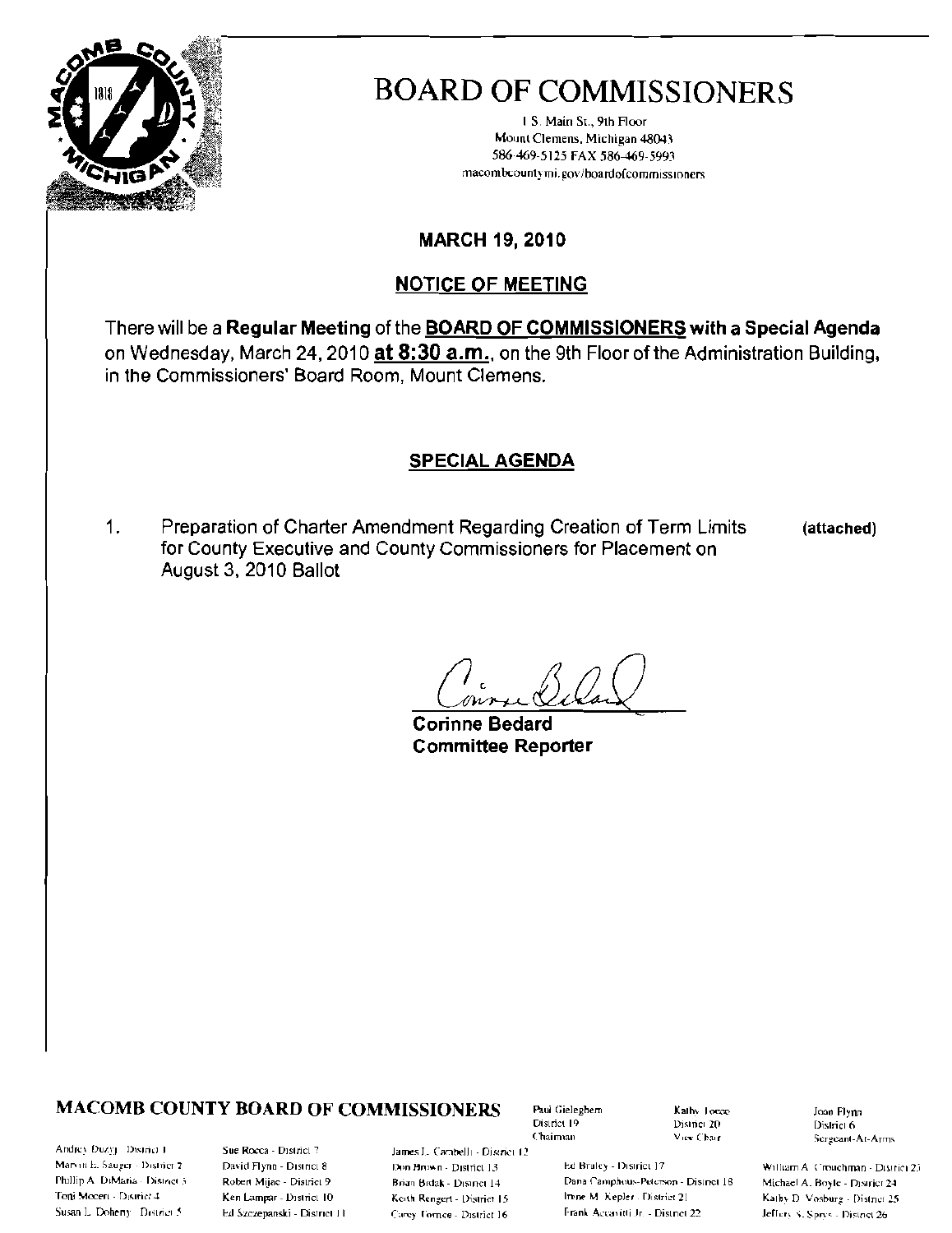# BOARD OF COMMISSIONERS

1 S. Main St., 9th Floor
Mount Clemens, Michigan 48043
586-469-5125 FAX 586-469-5993
macombcountymi.gov/boardofcommissioners

**MARCH 19, 2010**

**NOTICE OF MEETING**

There will be a **Regular Meeting** of the **BOARD OF COMMISSIONERS with a Special Agenda** on Wednesday, March 24, 2010 **at 8:30 a.m.**, on the 9th Floor of the Administration Building, in the Commissioners' Board Room, Mount Clemens.

**SPECIAL AGENDA**

1. Preparation of Charter Amendment Regarding Creation of Term Limits for County Executive and County Commissioners for Placement on August 3, 2010 Ballot **(attached)**

**Corinne Bedard**
**Committee Reporter**

**MACOMB COUNTY BOARD OF COMMISSIONERS**

Paul Gieleghem, District 19, Chairman
Kathy Tocco, District 20, Vice Chair
Joan Flynn, District 6, Sergeant-At-Arms

Andrey Duzyj - District 1
Marvin E. Sauger - District 2
Phillip A. DiMaria - District 3
Toni Moceri - District 4
Susan L. Doherty - District 5
Sue Rocca - District 7
David Flynn - District 8
Robert Mijac - District 9
Ken Lampar - District 10
Ed Szczepanski - District 11
James L. Carabelli - District 12
Don Brown - District 13
Brian Brdak - District 14
Keith Rengert - District 15
Carey Torrice - District 16
Ed Bruley - District 17
Dana Camphous-Peterson - District 18
Irene M. Kepler - District 21
Frank Accavitti Jr. - District 22
William A. Crouchman - District 23
Michael A. Boyle - District 24
Kathy D. Vosburg - District 25
Jeffery S. Sprys - District 26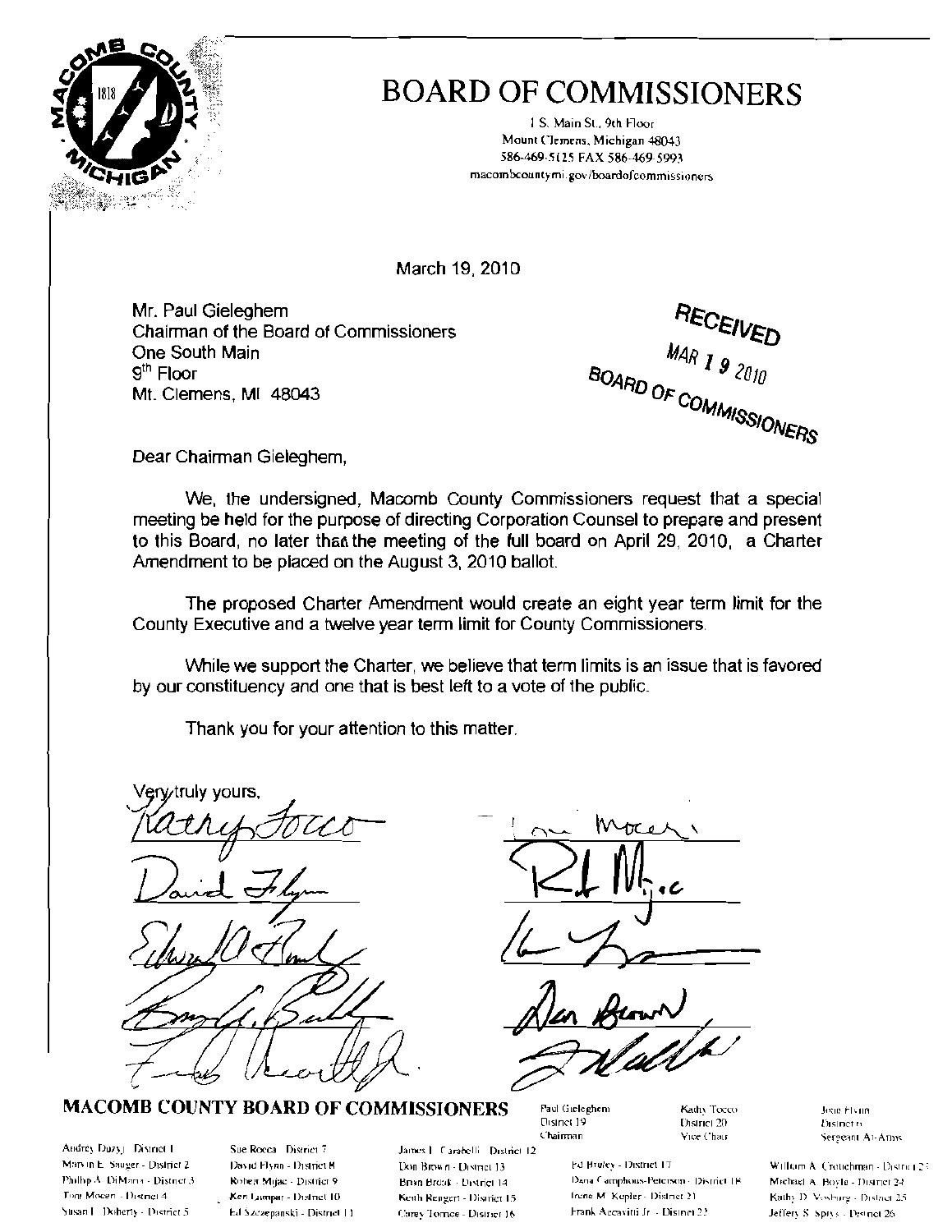# BOARD OF COMMISSIONERS

1 S. Main St., 9th Floor
Mount Clemens, Michigan 48043
586-469-5125 FAX 586-469-5993
macombcountymi.gov/boardofcommissioners

March 19, 2010

Mr. Paul Gieleghem
Chairman of the Board of Commissioners
One South Main
9th Floor
Mt. Clemens, MI 48043

RECEIVED
MAR 19 2010
BOARD OF COMMISSIONERS

Dear Chairman Gieleghem,

We, the undersigned, Macomb County Commissioners request that a special meeting be held for the purpose of directing Corporation Counsel to prepare and present to this Board, no later than the meeting of the full board on April 29, 2010, a Charter Amendment to be placed on the August 3, 2010 ballot.

The proposed Charter Amendment would create an eight year term limit for the County Executive and a twelve year term limit for County Commissioners.

While we support the Charter, we believe that term limits is an issue that is favored by our constituency and one that is best left to a vote of the public.

Thank you for your attention to this matter.

Very truly yours,

Kathy Tocco
David Flynn
Edward A. Bruley
Brian Brdak
Frank Accavitti Jr.

Toni Moceri
Robert Mijac
Ken Lampar
Don Brown
Ed Szczepanski

## MACOMB COUNTY BOARD OF COMMISSIONERS

Paul Gieleghem District 19 Chairman
Kathy Tocco District 20 Vice Chair
Joan Flynn District 6 Sergeant At-Arms

Andrey Duzyj - District 1
Marvin E. Sauger - District 2
Phillip A. DiMaria - District 3
Toni Moceri - District 4
Susan L. Doherty - District 5
Sue Rocca - District 7
David Flynn - District 8
Robert Mijac - District 9
Ken Lampar - District 10
Ed Szczepanski - District 11
James L. Carabelli - District 12
Don Brown - District 13
Brian Brdak - District 14
Keith Rengert - District 15
Carey Torrice - District 16
Ed Bruley - District 17
Dana Camphous-Peterson - District 18
Irene M. Kepler - District 21
Frank Accavitti Jr. - District 22
William A. Crouchman - District 23
Michael A. Boyle - District 24
Kathy D. Vosburg - District 25
Jeffery S. Sprys - District 26